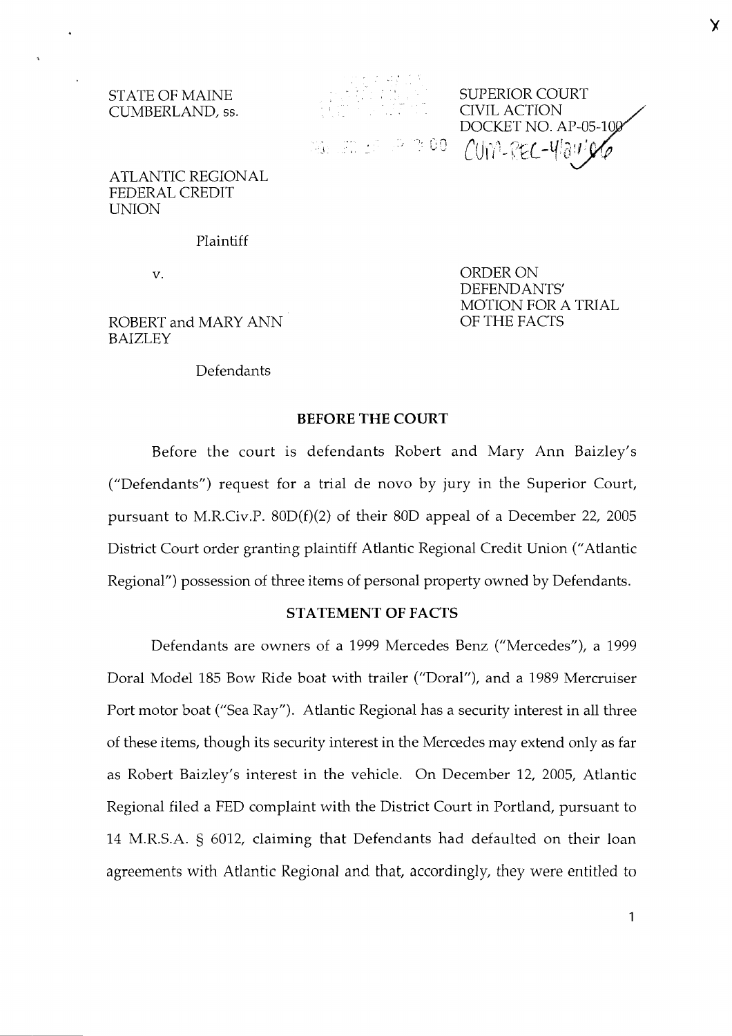STATE OF MAINE
CUMBERLAND, ss.

SUPERIOR COURT
CIVIL ACTION
DOCKET NO. AP-05-100

ATLANTIC REGIONAL FEDERAL CREDIT UNION

Plaintiff

v.

ROBERT and MARY ANN BAIZLEY

Defendants

ORDER ON DEFENDANTS' MOTION FOR A TRIAL OF THE FACTS

## BEFORE THE COURT

Before the court is defendants Robert and Mary Ann Baizley's ("Defendants") request for a trial de novo by jury in the Superior Court, pursuant to M.R.Civ.P. 80D(f)(2) of their 80D appeal of a December 22, 2005 District Court order granting plaintiff Atlantic Regional Credit Union ("Atlantic Regional") possession of three items of personal property owned by Defendants.

## STATEMENT OF FACTS

Defendants are owners of a 1999 Mercedes Benz ("Mercedes"), a 1999 Doral Model 185 Bow Ride boat with trailer ("Doral"), and a 1989 Mercruiser Port motor boat ("Sea Ray"). Atlantic Regional has a security interest in all three of these items, though its security interest in the Mercedes may extend only as far as Robert Baizley's interest in the vehicle. On December 12, 2005, Atlantic Regional filed a FED complaint with the District Court in Portland, pursuant to 14 M.R.S.A. § 6012, claiming that Defendants had defaulted on their loan agreements with Atlantic Regional and that, accordingly, they were entitled to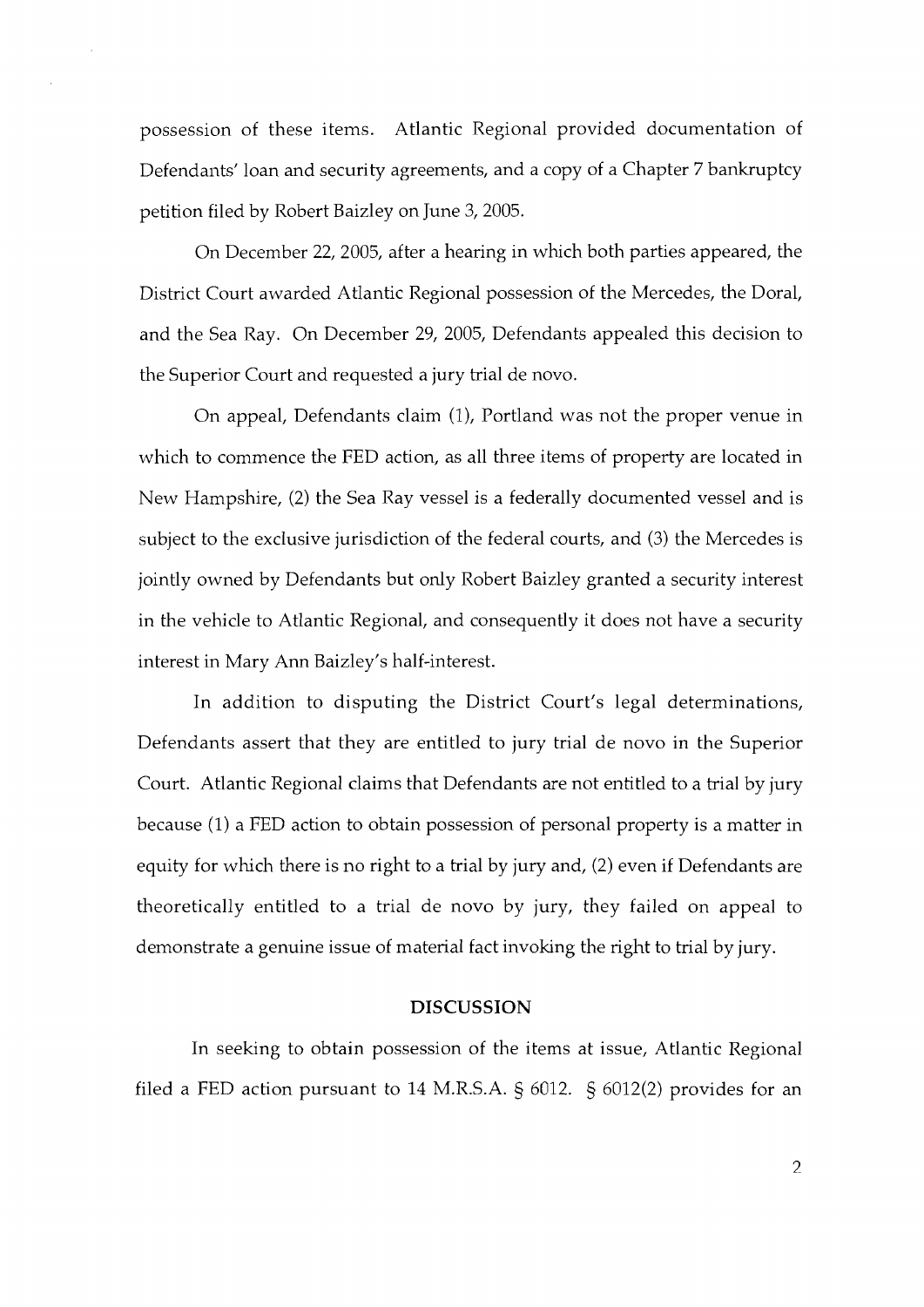possession of these items. Atlantic Regional provided documentation of Defendants' loan and security agreements, and a copy of a Chapter 7 bankruptcy petition filed by Robert Baizley on June 3, 2005.

On December 22, 2005, after a hearing in which both parties appeared, the District Court awarded Atlantic Regional possession of the Mercedes, the Doral, and the Sea Ray. On December 29, 2005, Defendants appealed this decision to the Superior Court and requested a jury trial de novo.

On appeal, Defendants claim (1), Portland was not the proper venue in which to commence the FED action, as all three items of property are located in New Hampshire, (2) the Sea Ray vessel is a federally documented vessel and is subject to the exclusive jurisdiction of the federal courts, and (3) the Mercedes is jointly owned by Defendants but only Robert Baizley granted a security interest in the vehicle to Atlantic Regional, and consequently it does not have a security interest in Mary Ann Baizley's half-interest.

In addition to disputing the District Court's legal determinations, Defendants assert that they are entitled to jury trial de novo in the Superior Court. Atlantic Regional claims that Defendants are not entitled to a trial by jury because (1) a FED action to obtain possession of personal property is a matter in equity for which there is no right to a trial by jury and, (2) even if Defendants are theoretically entitled to a trial de novo by jury, they failed on appeal to demonstrate a genuine issue of material fact invoking the right to trial by jury.

## DISCUSSION

In seeking to obtain possession of the items at issue, Atlantic Regional filed a FED action pursuant to 14 M.R.S.A. § 6012. § 6012(2) provides for an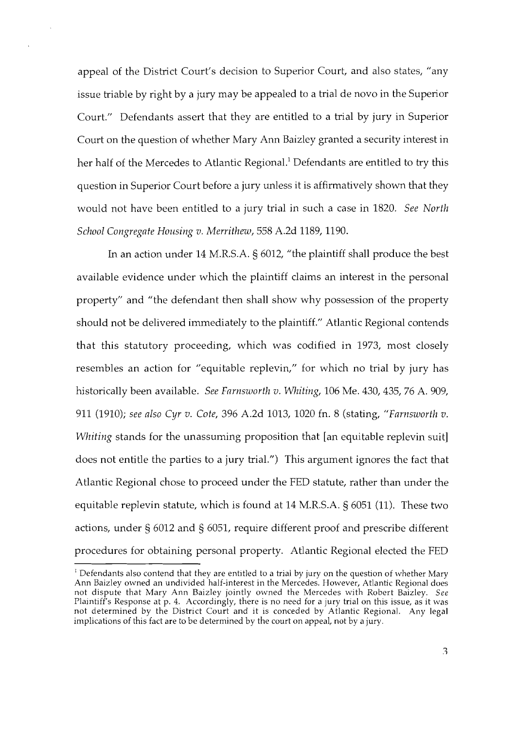appeal of the District Court's decision to Superior Court, and also states, "any issue triable by right by a jury may be appealed to a trial de novo in the Superior Court." Defendants assert that they are entitled to a trial by jury in Superior Court on the question of whether Mary Ann Baizley granted a security interest in her half of the Mercedes to Atlantic Regional.[1] Defendants are entitled to try this question in Superior Court before a jury unless it is affirmatively shown that they would not have been entitled to a jury trial in such a case in 1820. *See North School Congregate Housing v. Merrithew*, 558 A.2d 1189, 1190.

In an action under 14 M.R.S.A. § 6012, "the plaintiff shall produce the best available evidence under which the plaintiff claims an interest in the personal property" and "the defendant then shall show why possession of the property should not be delivered immediately to the plaintiff." Atlantic Regional contends that this statutory proceeding, which was codified in 1973, most closely resembles an action for "equitable replevin," for which no trial by jury has historically been available. *See Farnsworth v. Whiting*, 106 Me. 430, 435, 76 A. 909, 911 (1910); *see also Cyr v. Cote*, 396 A.2d 1013, 1020 fn. 8 (stating, "*Farnsworth v. Whiting* stands for the unassuming proposition that [an equitable replevin suit] does not entitle the parties to a jury trial.") This argument ignores the fact that Atlantic Regional chose to proceed under the FED statute, rather than under the equitable replevin statute, which is found at 14 M.R.S.A. § 6051 (11). These two actions, under § 6012 and § 6051, require different proof and prescribe different procedures for obtaining personal property. Atlantic Regional elected the FED

[1] Defendants also contend that they are entitled to a trial by jury on the question of whether Mary Ann Baizley owned an undivided half-interest in the Mercedes. However, Atlantic Regional does not dispute that Mary Ann Baizley jointly owned the Mercedes with Robert Baizley. *See* Plaintiff's Response at p. 4. Accordingly, there is no need for a jury trial on this issue, as it was not determined by the District Court and it is conceded by Atlantic Regional. Any legal implications of this fact are to be determined by the court on appeal, not by a jury.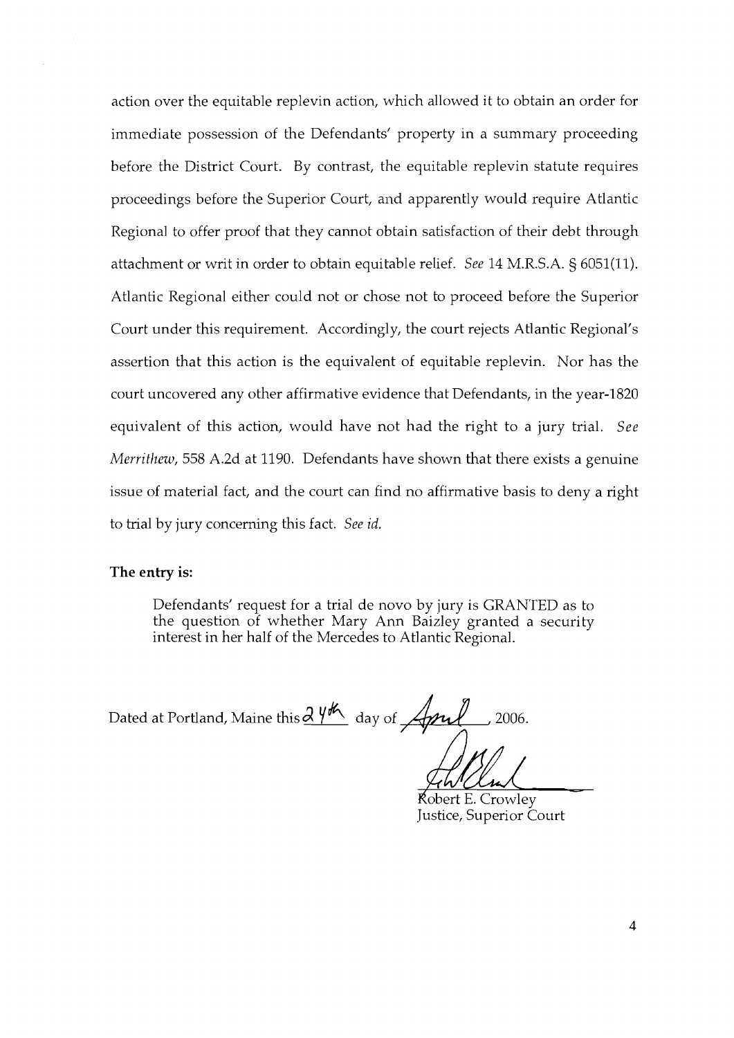action over the equitable replevin action, which allowed it to obtain an order for immediate possession of the Defendants' property in a summary proceeding before the District Court. By contrast, the equitable replevin statute requires proceedings before the Superior Court, and apparently would require Atlantic Regional to offer proof that they cannot obtain satisfaction of their debt through attachment or writ in order to obtain equitable relief. *See* 14 M.R.S.A. § 6051(11). Atlantic Regional either could not or chose not to proceed before the Superior Court under this requirement. Accordingly, the court rejects Atlantic Regional's assertion that this action is the equivalent of equitable replevin. Nor has the court uncovered any other affirmative evidence that Defendants, in the year-1820 equivalent of this action, would have not had the right to a jury trial. *See Merrithew*, 558 A.2d at 1190. Defendants have shown that there exists a genuine issue of material fact, and the court can find no affirmative basis to deny a right to trial by jury concerning this fact. *See id.*

**The entry is:**

> Defendants' request for a trial de novo by jury is GRANTED as to the question of whether Mary Ann Baizley granted a security interest in her half of the Mercedes to Atlantic Regional.

Dated at Portland, Maine this 24th day of April, 2006.

Robert E. Crowley
Justice, Superior Court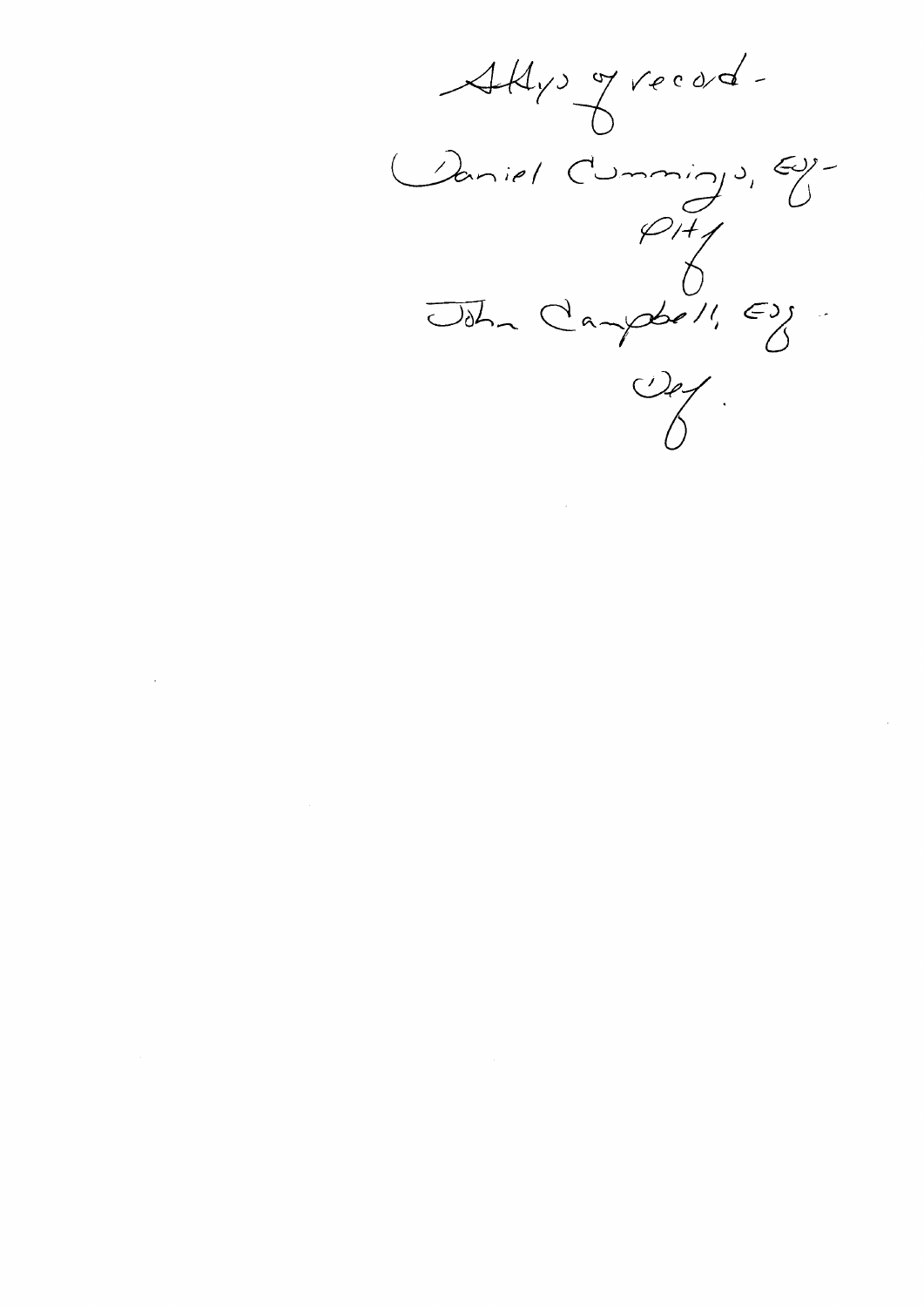Attys of record -

Daniel Cummings, Esq -

Pltf

John Campbell, Esq -

Def.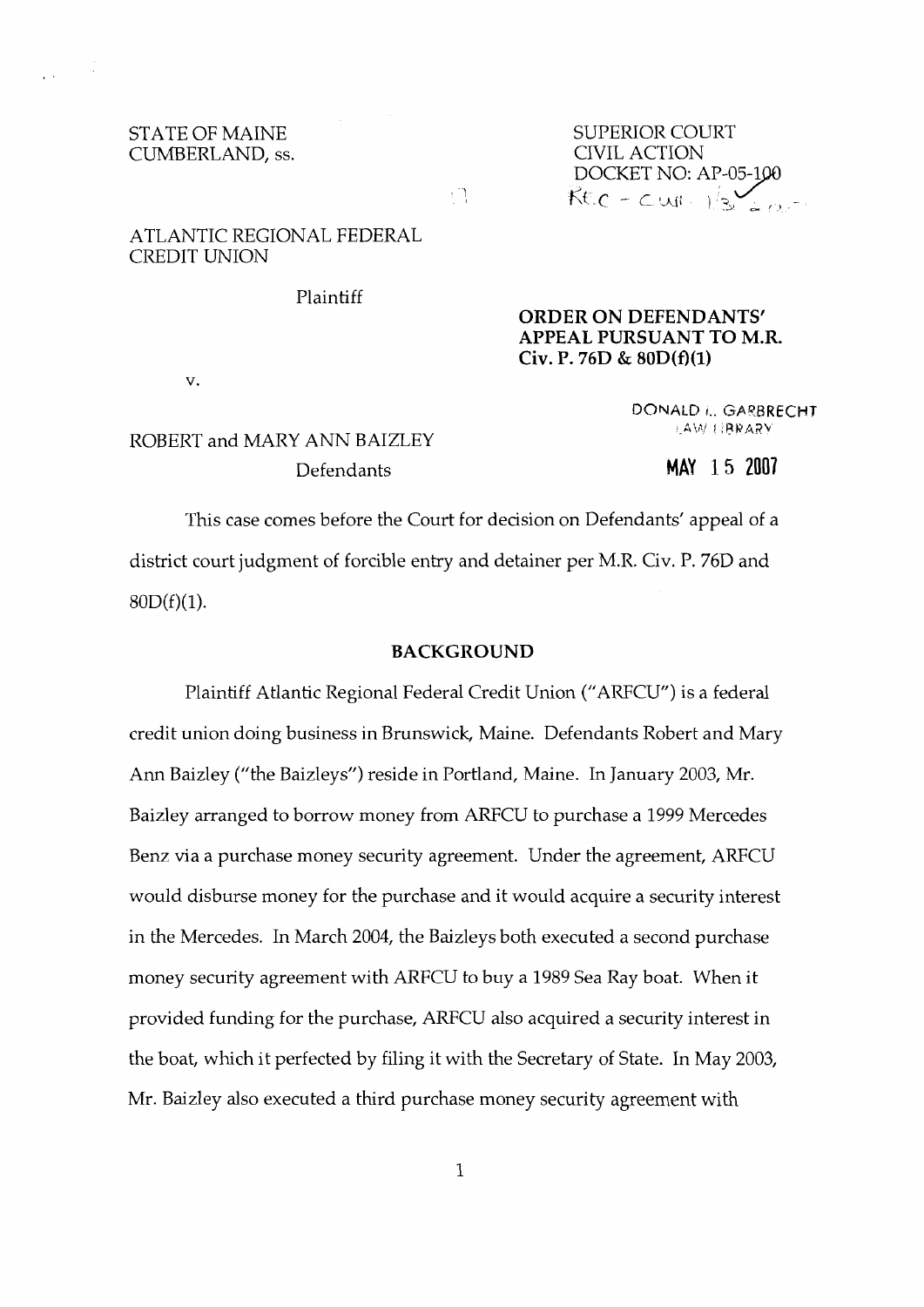STATE OF MAINE
CUMBERLAND, ss.

SUPERIOR COURT
CIVIL ACTION
DOCKET NO: AP-05-100

ATLANTIC REGIONAL FEDERAL
CREDIT UNION

Plaintiff

v.

ROBERT and MARY ANN BAIZLEY

Defendants

**ORDER ON DEFENDANTS' APPEAL PURSUANT TO M.R. Civ. P. 76D & 80D(f)(1)**

DONALD L. GARBRECHT
LAW LIBRARY

MAY 15 2007

This case comes before the Court for decision on Defendants' appeal of a district court judgment of forcible entry and detainer per M.R. Civ. P. 76D and 80D(f)(1).

## BACKGROUND

Plaintiff Atlantic Regional Federal Credit Union ("ARFCU") is a federal credit union doing business in Brunswick, Maine. Defendants Robert and Mary Ann Baizley ("the Baizleys") reside in Portland, Maine. In January 2003, Mr. Baizley arranged to borrow money from ARFCU to purchase a 1999 Mercedes Benz via a purchase money security agreement. Under the agreement, ARFCU would disburse money for the purchase and it would acquire a security interest in the Mercedes. In March 2004, the Baizleys both executed a second purchase money security agreement with ARFCU to buy a 1989 Sea Ray boat. When it provided funding for the purchase, ARFCU also acquired a security interest in the boat, which it perfected by filing it with the Secretary of State. In May 2003, Mr. Baizley also executed a third purchase money security agreement with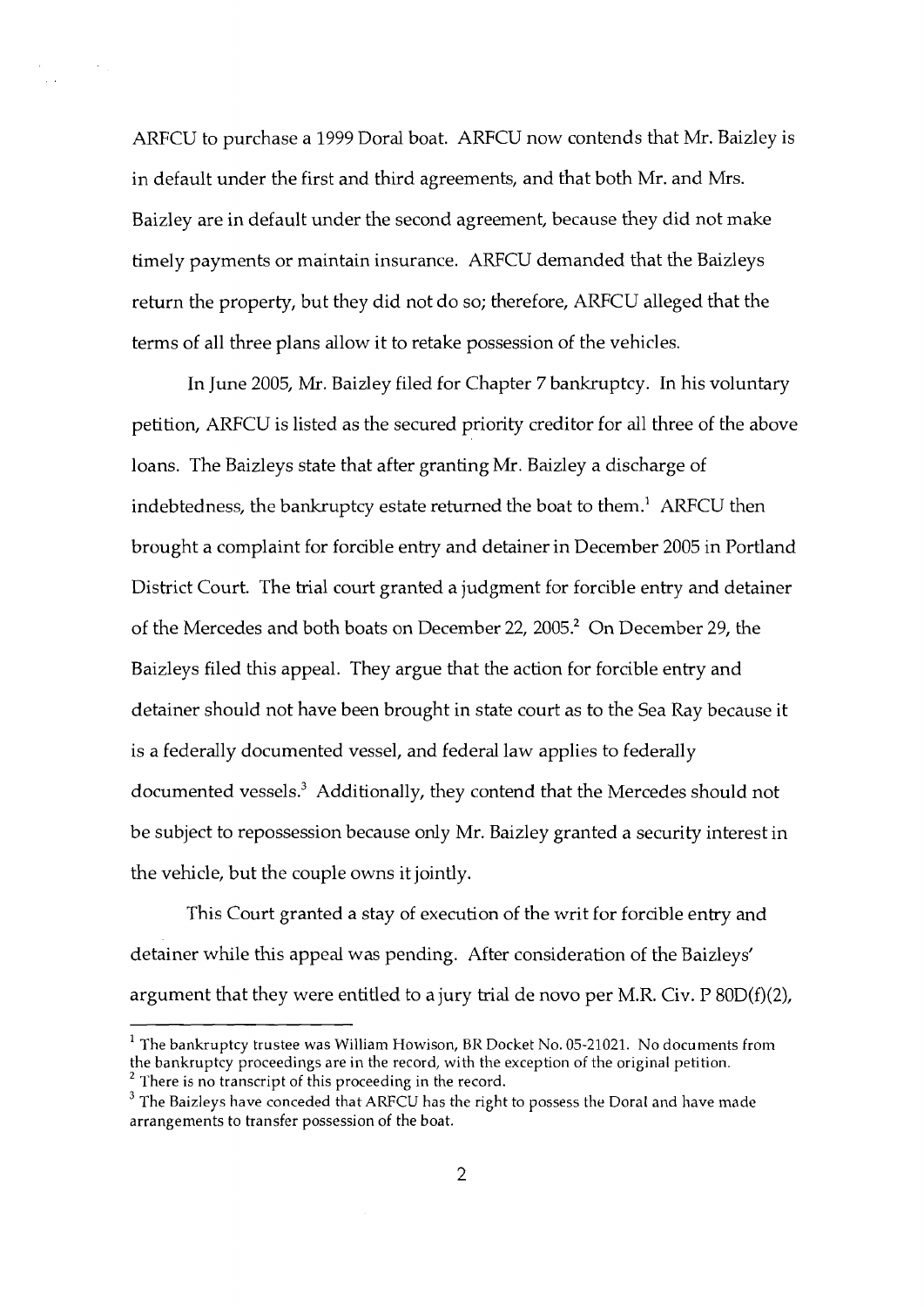ARFCU to purchase a 1999 Doral boat. ARFCU now contends that Mr. Baizley is in default under the first and third agreements, and that both Mr. and Mrs. Baizley are in default under the second agreement, because they did not make timely payments or maintain insurance. ARFCU demanded that the Baizleys return the property, but they did not do so; therefore, ARFCU alleged that the terms of all three plans allow it to retake possession of the vehicles.

In June 2005, Mr. Baizley filed for Chapter 7 bankruptcy. In his voluntary petition, ARFCU is listed as the secured priority creditor for all three of the above loans. The Baizleys state that after granting Mr. Baizley a discharge of indebtedness, the bankruptcy estate returned the boat to them.[1] ARFCU then brought a complaint for forcible entry and detainer in December 2005 in Portland District Court. The trial court granted a judgment for forcible entry and detainer of the Mercedes and both boats on December 22, 2005.[2] On December 29, the Baizleys filed this appeal. They argue that the action for forcible entry and detainer should not have been brought in state court as to the Sea Ray because it is a federally documented vessel, and federal law applies to federally documented vessels.[3] Additionally, they contend that the Mercedes should not be subject to repossession because only Mr. Baizley granted a security interest in the vehicle, but the couple owns it jointly.

This Court granted a stay of execution of the writ for forcible entry and detainer while this appeal was pending. After consideration of the Baizleys' argument that they were entitled to a jury trial de novo per M.R. Civ. P 80D(f)(2),

---

[1] The bankruptcy trustee was William Howison, BR Docket No. 05-21021. No documents from the bankruptcy proceedings are in the record, with the exception of the original petition.

[2] There is no transcript of this proceeding in the record.

[3] The Baizleys have conceded that ARFCU has the right to possess the Doral and have made arrangements to transfer possession of the boat.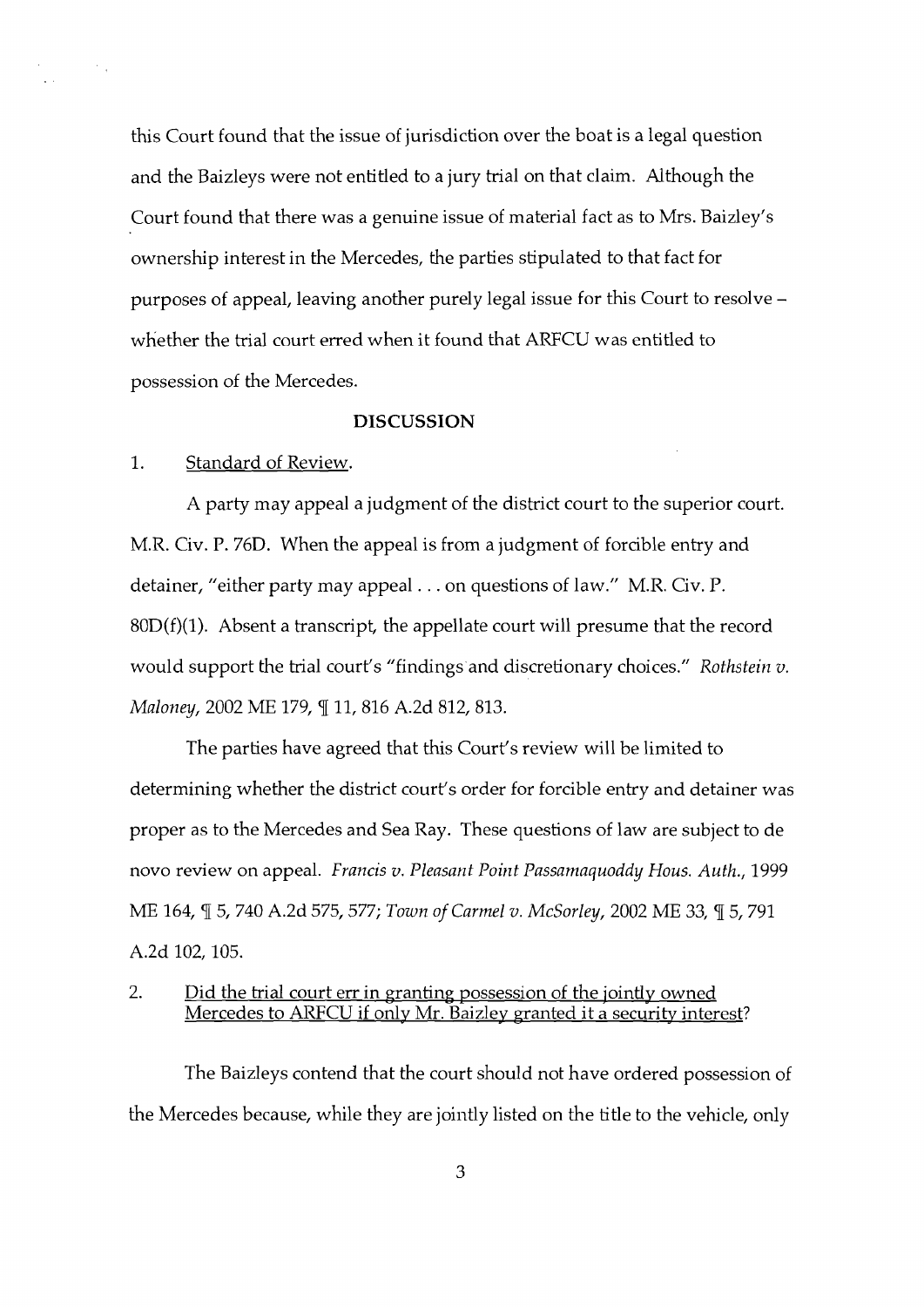this Court found that the issue of jurisdiction over the boat is a legal question and the Baizleys were not entitled to a jury trial on that claim. Although the Court found that there was a genuine issue of material fact as to Mrs. Baizley's ownership interest in the Mercedes, the parties stipulated to that fact for purposes of appeal, leaving another purely legal issue for this Court to resolve – whether the trial court erred when it found that ARFCU was entitled to possession of the Mercedes.

## DISCUSSION

1. Standard of Review.

A party may appeal a judgment of the district court to the superior court. M.R. Civ. P. 76D. When the appeal is from a judgment of forcible entry and detainer, "either party may appeal . . . on questions of law." M.R. Civ. P. 80D(f)(1). Absent a transcript, the appellate court will presume that the record would support the trial court's "findings and discretionary choices." *Rothstein v. Maloney*, 2002 ME 179, ¶ 11, 816 A.2d 812, 813.

The parties have agreed that this Court's review will be limited to determining whether the district court's order for forcible entry and detainer was proper as to the Mercedes and Sea Ray. These questions of law are subject to de novo review on appeal. *Francis v. Pleasant Point Passamaquoddy Hous. Auth.*, 1999 ME 164, ¶ 5, 740 A.2d 575, 577; *Town of Carmel v. McSorley*, 2002 ME 33, ¶ 5, 791 A.2d 102, 105.

2. Did the trial court err in granting possession of the jointly owned Mercedes to ARFCU if only Mr. Baizley granted it a security interest?

The Baizleys contend that the court should not have ordered possession of the Mercedes because, while they are jointly listed on the title to the vehicle, only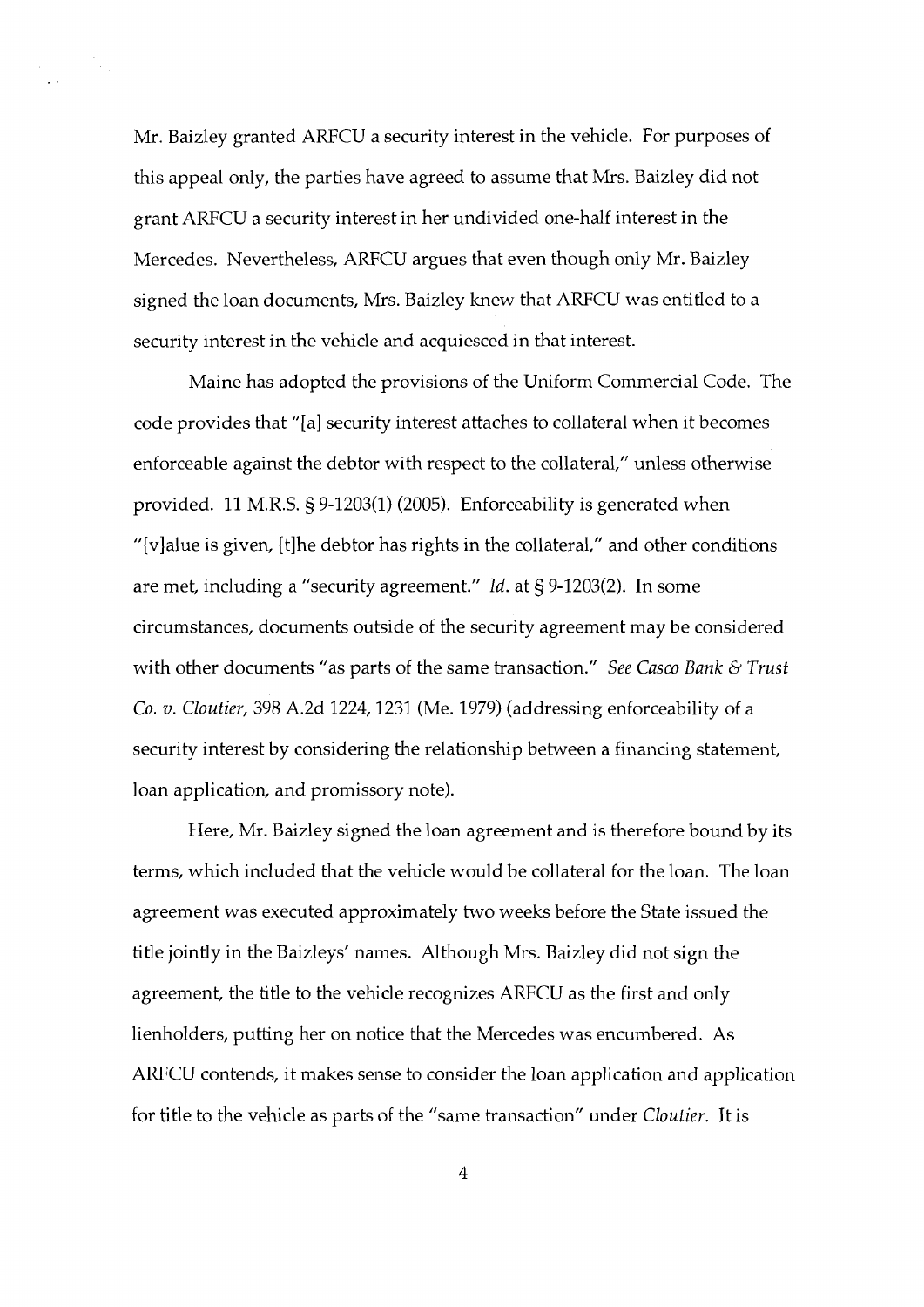Mr. Baizley granted ARFCU a security interest in the vehicle. For purposes of this appeal only, the parties have agreed to assume that Mrs. Baizley did not grant ARFCU a security interest in her undivided one-half interest in the Mercedes. Nevertheless, ARFCU argues that even though only Mr. Baizley signed the loan documents, Mrs. Baizley knew that ARFCU was entitled to a security interest in the vehicle and acquiesced in that interest.

Maine has adopted the provisions of the Uniform Commercial Code. The code provides that "[a] security interest attaches to collateral when it becomes enforceable against the debtor with respect to the collateral," unless otherwise provided. 11 M.R.S. § 9-1203(1) (2005). Enforceability is generated when "[v]alue is given, [t]he debtor has rights in the collateral," and other conditions are met, including a "security agreement." *Id.* at § 9-1203(2). In some circumstances, documents outside of the security agreement may be considered with other documents "as parts of the same transaction." *See Casco Bank & Trust Co. v. Cloutier*, 398 A.2d 1224, 1231 (Me. 1979) (addressing enforceability of a security interest by considering the relationship between a financing statement, loan application, and promissory note).

Here, Mr. Baizley signed the loan agreement and is therefore bound by its terms, which included that the vehicle would be collateral for the loan. The loan agreement was executed approximately two weeks before the State issued the title jointly in the Baizleys' names. Although Mrs. Baizley did not sign the agreement, the title to the vehicle recognizes ARFCU as the first and only lienholders, putting her on notice that the Mercedes was encumbered. As ARFCU contends, it makes sense to consider the loan application and application for title to the vehicle as parts of the "same transaction" under *Cloutier*. It is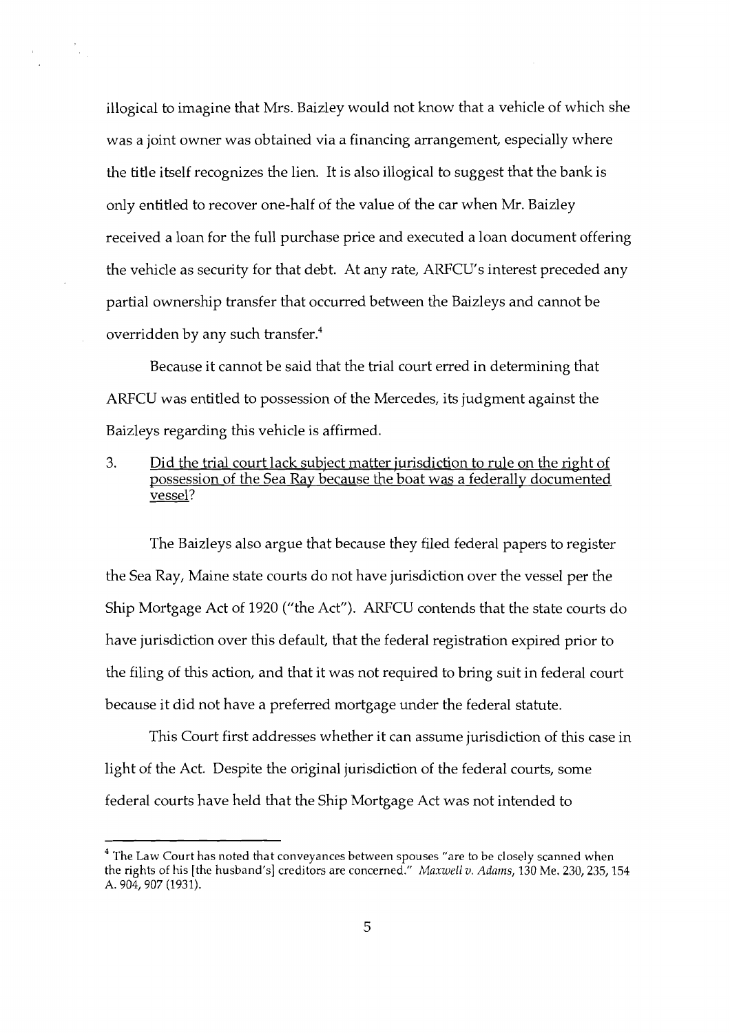illogical to imagine that Mrs. Baizley would not know that a vehicle of which she was a joint owner was obtained via a financing arrangement, especially where the title itself recognizes the lien. It is also illogical to suggest that the bank is only entitled to recover one-half of the value of the car when Mr. Baizley received a loan for the full purchase price and executed a loan document offering the vehicle as security for that debt. At any rate, ARFCU's interest preceded any partial ownership transfer that occurred between the Baizleys and cannot be overridden by any such transfer.[4]

Because it cannot be said that the trial court erred in determining that ARFCU was entitled to possession of the Mercedes, its judgment against the Baizleys regarding this vehicle is affirmed.

3. Did the trial court lack subject matter jurisdiction to rule on the right of possession of the Sea Ray because the boat was a federally documented vessel?

The Baizleys also argue that because they filed federal papers to register the Sea Ray, Maine state courts do not have jurisdiction over the vessel per the Ship Mortgage Act of 1920 ("the Act"). ARFCU contends that the state courts do have jurisdiction over this default, that the federal registration expired prior to the filing of this action, and that it was not required to bring suit in federal court because it did not have a preferred mortgage under the federal statute.

This Court first addresses whether it can assume jurisdiction of this case in light of the Act. Despite the original jurisdiction of the federal courts, some federal courts have held that the Ship Mortgage Act was not intended to

---

[4] The Law Court has noted that conveyances between spouses "are to be closely scanned when the rights of his [the husband's] creditors are concerned." *Maxwell v. Adams*, 130 Me. 230, 235, 154 A. 904, 907 (1931).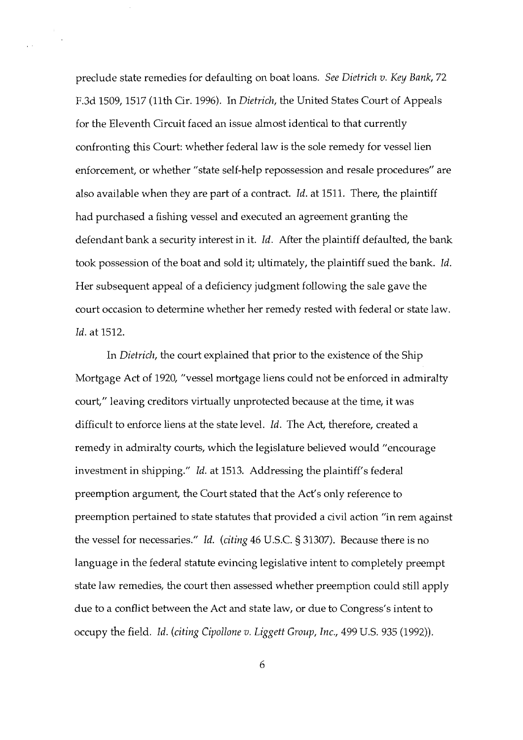preclude state remedies for defaulting on boat loans. *See Dietrich v. Key Bank*, 72 F.3d 1509, 1517 (11th Cir. 1996). In *Dietrich*, the United States Court of Appeals for the Eleventh Circuit faced an issue almost identical to that currently confronting this Court: whether federal law is the sole remedy for vessel lien enforcement, or whether "state self-help repossession and resale procedures" are also available when they are part of a contract. *Id.* at 1511. There, the plaintiff had purchased a fishing vessel and executed an agreement granting the defendant bank a security interest in it. *Id.* After the plaintiff defaulted, the bank took possession of the boat and sold it; ultimately, the plaintiff sued the bank. *Id.* Her subsequent appeal of a deficiency judgment following the sale gave the court occasion to determine whether her remedy rested with federal or state law. *Id.* at 1512.

In *Dietrich*, the court explained that prior to the existence of the Ship Mortgage Act of 1920, "vessel mortgage liens could not be enforced in admiralty court," leaving creditors virtually unprotected because at the time, it was difficult to enforce liens at the state level. *Id.* The Act, therefore, created a remedy in admiralty courts, which the legislature believed would "encourage investment in shipping." *Id.* at 1513. Addressing the plaintiff's federal preemption argument, the Court stated that the Act's only reference to preemption pertained to state statutes that provided a civil action "in rem against the vessel for necessaries." *Id.* (*citing* 46 U.S.C. § 31307). Because there is no language in the federal statute evincing legislative intent to completely preempt state law remedies, the court then assessed whether preemption could still apply due to a conflict between the Act and state law, or due to Congress's intent to occupy the field. *Id.* (*citing Cipollone v. Liggett Group, Inc.*, 499 U.S. 935 (1992)).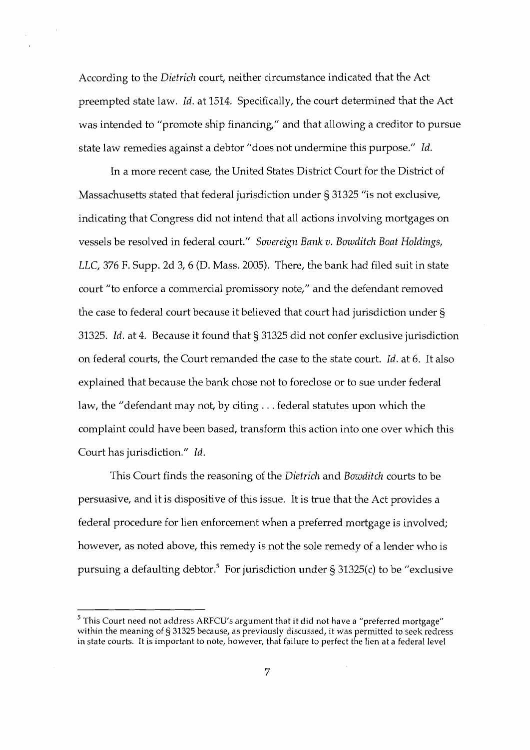According to the *Dietrich* court, neither circumstance indicated that the Act preempted state law. *Id.* at 1514. Specifically, the court determined that the Act was intended to "promote ship financing," and that allowing a creditor to pursue state law remedies against a debtor "does not undermine this purpose." *Id.*

In a more recent case, the United States District Court for the District of Massachusetts stated that federal jurisdiction under § 31325 "is not exclusive, indicating that Congress did not intend that all actions involving mortgages on vessels be resolved in federal court." *Sovereign Bank v. Bowditch Boat Holdings, LLC*, 376 F. Supp. 2d 3, 6 (D. Mass. 2005). There, the bank had filed suit in state court "to enforce a commercial promissory note," and the defendant removed the case to federal court because it believed that court had jurisdiction under § 31325. *Id.* at 4. Because it found that § 31325 did not confer exclusive jurisdiction on federal courts, the Court remanded the case to the state court. *Id.* at 6. It also explained that because the bank chose not to foreclose or to sue under federal law, the "defendant may not, by citing . . . federal statutes upon which the complaint could have been based, transform this action into one over which this Court has jurisdiction." *Id.*

This Court finds the reasoning of the *Dietrich* and *Bowditch* courts to be persuasive, and it is dispositive of this issue. It is true that the Act provides a federal procedure for lien enforcement when a preferred mortgage is involved; however, as noted above, this remedy is not the sole remedy of a lender who is pursuing a defaulting debtor.[5] For jurisdiction under § 31325(c) to be "exclusive

[5] This Court need not address ARFCU's argument that it did not have a "preferred mortgage" within the meaning of § 31325 because, as previously discussed, it was permitted to seek redress in state courts. It is important to note, however, that failure to perfect the lien at a federal level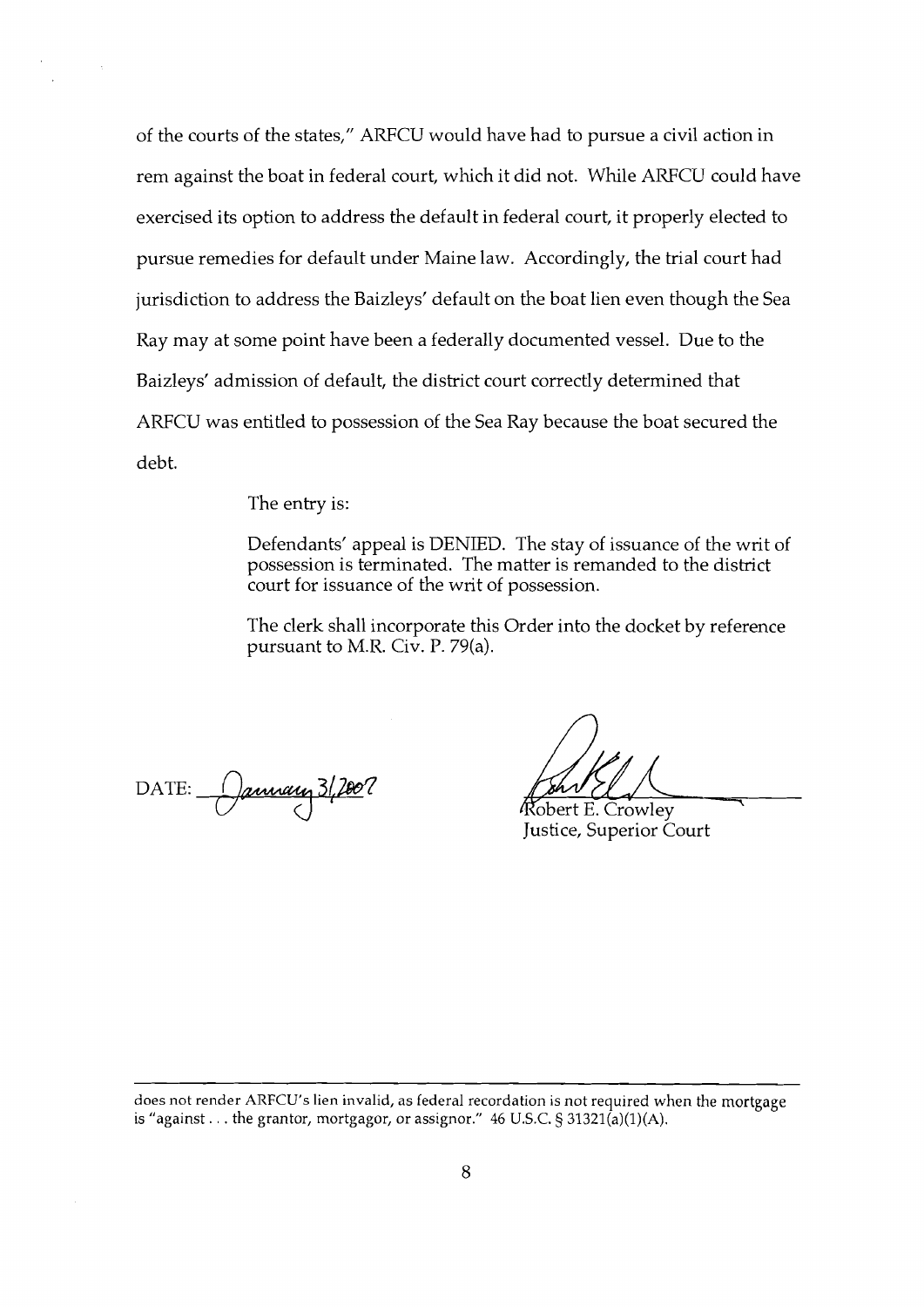of the courts of the states," ARFCU would have had to pursue a civil action in rem against the boat in federal court, which it did not. While ARFCU could have exercised its option to address the default in federal court, it properly elected to pursue remedies for default under Maine law. Accordingly, the trial court had jurisdiction to address the Baizleys' default on the boat lien even though the Sea Ray may at some point have been a federally documented vessel. Due to the Baizleys' admission of default, the district court correctly determined that ARFCU was entitled to possession of the Sea Ray because the boat secured the debt.

The entry is:

> Defendants' appeal is DENIED. The stay of issuance of the writ of possession is terminated. The matter is remanded to the district court for issuance of the writ of possession.
>
> The clerk shall incorporate this Order into the docket by reference pursuant to M.R. Civ. P. 79(a).

DATE: January 31, 2007

Robert E. Crowley
Justice, Superior Court

---

does not render ARFCU's lien invalid, as federal recordation is not required when the mortgage is "against . . . the grantor, mortgagor, or assignor." 46 U.S.C. § 31321(a)(1)(A).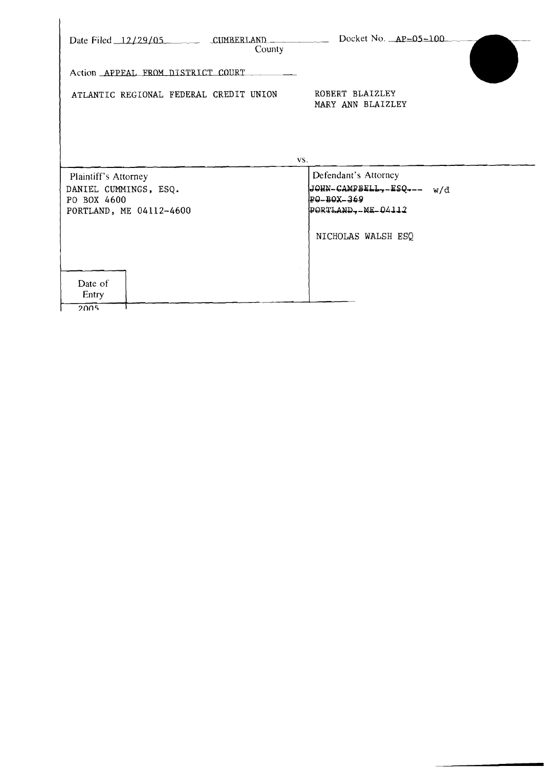Date Filed 12/29/05 CUMBERLAND County Docket No. AP-05-100

Action APPEAL FROM DISTRICT COURT

ATLANTIC REGIONAL FEDERAL CREDIT UNION

vs.

ROBERT BLAIZLEY
MARY ANN BLAIZLEY

| Plaintiff's Attorney | Defendant's Attorney |
| --- | --- |
| DANIEL CUMMINGS, ESQ.<br>PO BOX 4600<br>PORTLAND, ME 04112-4600 | ~~JOHN CAMPBELL, ESQ.~~ w/d<br>~~PO BOX 369~~<br>~~PORTLAND, ME 04112~~<br><br>NICHOLAS WALSH ESQ |

| Date of Entry | |
| --- | --- |
| 2005 | |